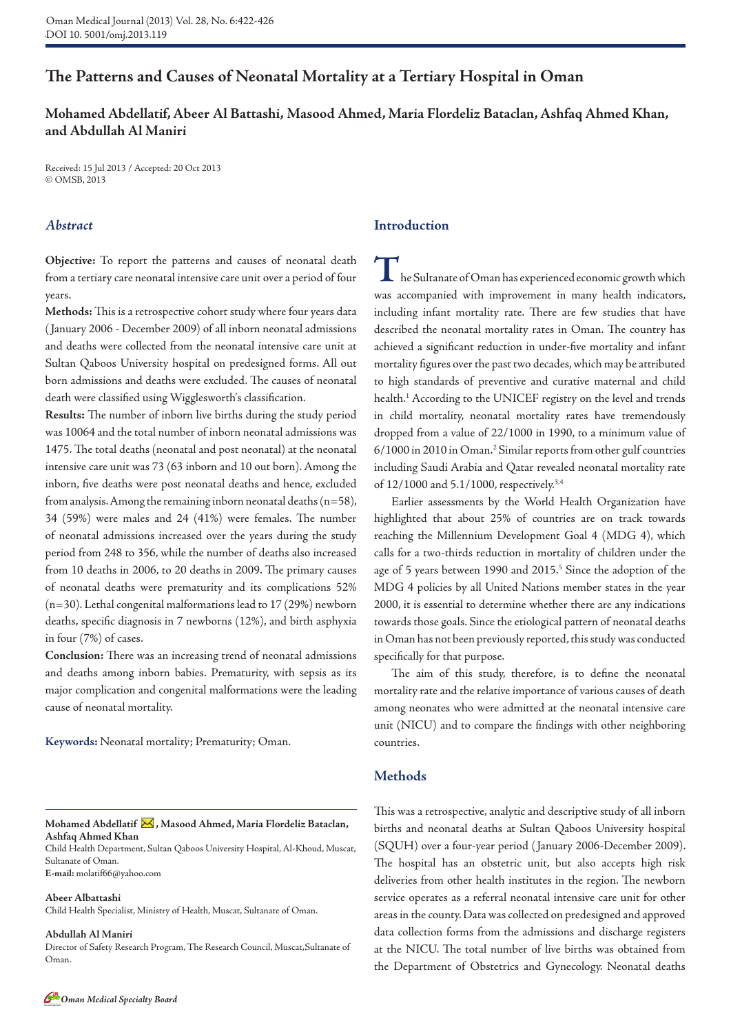# The Patterns and Causes of Neonatal Mortality at a Tertiary Hospital in Oman

**Mohamed Abdellatif, Abeer Al Battashi, Masood Ahmed, Maria Flordeliz Bataclan, Ashfaq Ahmed Khan, and Abdullah Al Maniri**

Received: 15 Jul 2013 / Accepted: 20 Oct 2013
© OMSB, 2013

## *Abstract*

**Objective:** To report the patterns and causes of neonatal death from a tertiary care neonatal intensive care unit over a period of four years.

**Methods:** This is a retrospective cohort study where four years data (January 2006 - December 2009) of all inborn neonatal admissions and deaths were collected from the neonatal intensive care unit at Sultan Qaboos University hospital on predesigned forms. All out born admissions and deaths were excluded. The causes of neonatal death were classified using Wigglesworth's classification.

**Results:** The number of inborn live births during the study period was 10064 and the total number of inborn neonatal admissions was 1475. The total deaths (neonatal and post neonatal) at the neonatal intensive care unit was 73 (63 inborn and 10 out born). Among the inborn, five deaths were post neonatal deaths and hence, excluded from analysis. Among the remaining inborn neonatal deaths (n=58), 34 (59%) were males and 24 (41%) were females. The number of neonatal admissions increased over the years during the study period from 248 to 356, while the number of deaths also increased from 10 deaths in 2006, to 20 deaths in 2009. The primary causes of neonatal deaths were prematurity and its complications 52% (n=30). Lethal congenital malformations lead to 17 (29%) newborn deaths, specific diagnosis in 7 newborns (12%), and birth asphyxia in four (7%) of cases.

**Conclusion:** There was an increasing trend of neonatal admissions and deaths among inborn babies. Prematurity, with sepsis as its major complication and congenital malformations were the leading cause of neonatal mortality.

**Keywords:** Neonatal mortality; Prematurity; Oman.

**Mohamed Abdellatif, Masood Ahmed, Maria Flordeliz Bataclan, Ashfaq Ahmed Khan**
Child Health Department, Sultan Qaboos University Hospital, Al-Khoud, Muscat, Sultanate of Oman.
**E-mail:** molatif66@yahoo.com

**Abeer Albattashi**
Child Health Specialist, Ministry of Health, Muscat, Sultanate of Oman.

**Abdullah Al Maniri**
Director of Safety Research Program, The Research Council, Muscat, Sultanate of Oman.

## Introduction

The Sultanate of Oman has experienced economic growth which was accompanied with improvement in many health indicators, including infant mortality rate. There are few studies that have described the neonatal mortality rates in Oman. The country has achieved a significant reduction in under-five mortality and infant mortality figures over the past two decades, which may be attributed to high standards of preventive and curative maternal and child health.[1] According to the UNICEF registry on the level and trends in child mortality, neonatal mortality rates have tremendously dropped from a value of 22/1000 in 1990, to a minimum value of 6/1000 in 2010 in Oman.[2] Similar reports from other gulf countries including Saudi Arabia and Qatar revealed neonatal mortality rate of 12/1000 and 5.1/1000, respectively.[3,4]

Earlier assessments by the World Health Organization have highlighted that about 25% of countries are on track towards reaching the Millennium Development Goal 4 (MDG 4), which calls for a two-thirds reduction in mortality of children under the age of 5 years between 1990 and 2015.[5] Since the adoption of the MDG 4 policies by all United Nations member states in the year 2000, it is essential to determine whether there are any indications towards those goals. Since the etiological pattern of neonatal deaths in Oman has not been previously reported, this study was conducted specifically for that purpose.

The aim of this study, therefore, is to define the neonatal mortality rate and the relative importance of various causes of death among neonates who were admitted at the neonatal intensive care unit (NICU) and to compare the findings with other neighboring countries.

## Methods

This was a retrospective, analytic and descriptive study of all inborn births and neonatal deaths at Sultan Qaboos University hospital (SQUH) over a four-year period (January 2006-December 2009). The hospital has an obstetric unit, but also accepts high risk deliveries from other health institutes in the region. The newborn service operates as a referral neonatal intensive care unit for other areas in the county. Data was collected on predesigned and approved data collection forms from the admissions and discharge registers at the NICU. The total number of live births was obtained from the Department of Obstetrics and Gynecology. Neonatal deaths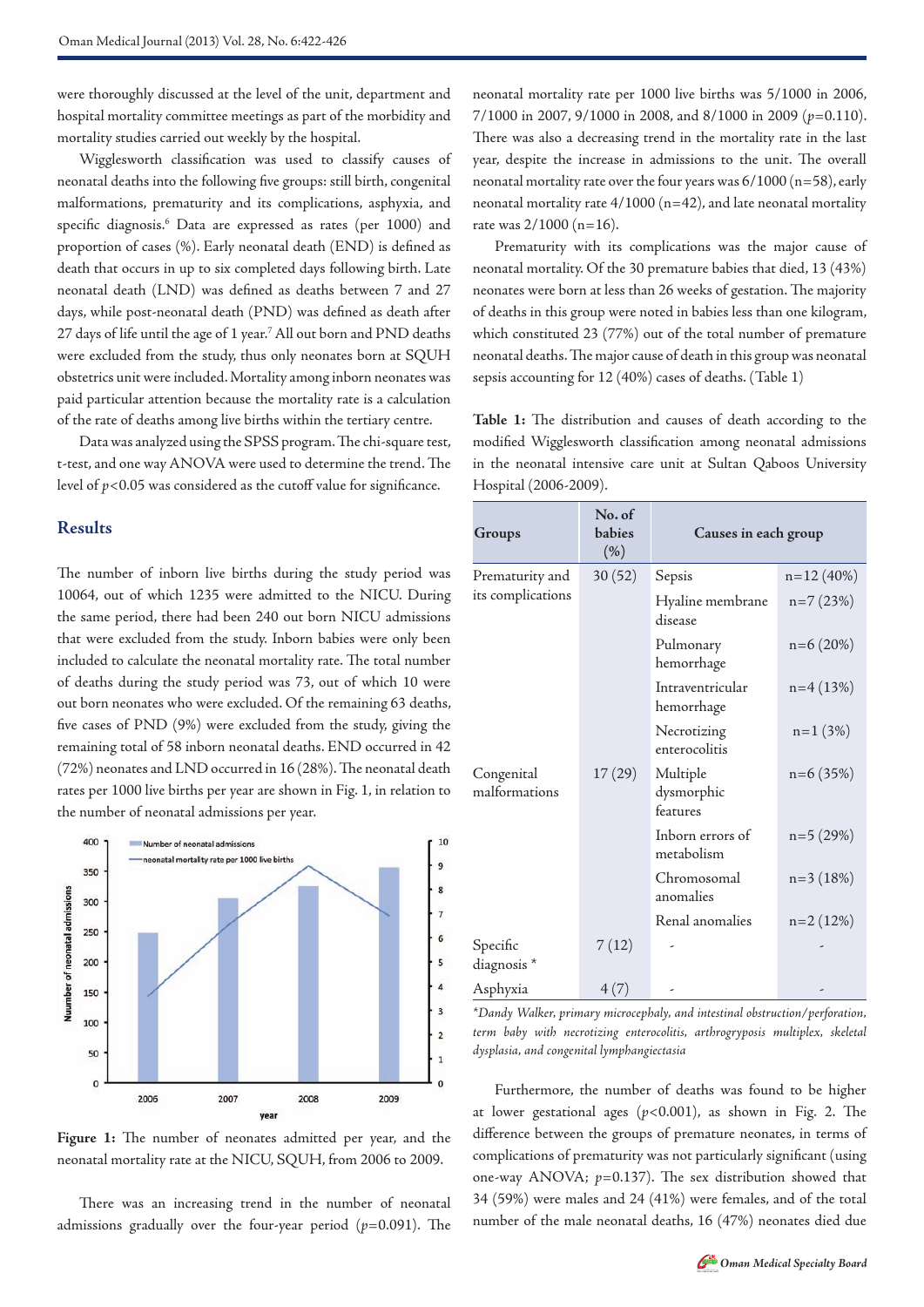were thoroughly discussed at the level of the unit, department and hospital mortality committee meetings as part of the morbidity and mortality studies carried out weekly by the hospital.

Wigglesworth classification was used to classify causes of neonatal deaths into the following five groups: still birth, congenital malformations, prematurity and its complications, asphyxia, and specific diagnosis.[6] Data are expressed as rates (per 1000) and proportion of cases (%). Early neonatal death (END) is defined as death that occurs in up to six completed days following birth. Late neonatal death (LND) was defined as deaths between 7 and 27 days, while post-neonatal death (PND) was defined as death after 27 days of life until the age of 1 year.[7] All out born and PND deaths were excluded from the study, thus only neonates born at SQUH obstetrics unit were included. Mortality among inborn neonates was paid particular attention because the mortality rate is a calculation of the rate of deaths among live births within the tertiary centre.

Data was analyzed using the SPSS program. The chi-square test, t-test, and one way ANOVA were used to determine the trend. The level of $p<0.05$ was considered as the cutoff value for significance.

## Results

The number of inborn live births during the study period was 10064, out of which 1235 were admitted to the NICU. During the same period, there had been 240 out born NICU admissions that were excluded from the study. Inborn babies were only been included to calculate the neonatal mortality rate. The total number of deaths during the study period was 73, out of which 10 were out born neonates who were excluded. Of the remaining 63 deaths, five cases of PND (9%) were excluded from the study, giving the remaining total of 58 inborn neonatal deaths. END occurred in 42 (72%) neonates and LND occurred in 16 (28%). The neonatal death rates per 1000 live births per year are shown in Fig. 1, in relation to the number of neonatal admissions per year.

**Figure 1:** The number of neonates admitted per year, and the neonatal mortality rate at the NICU, SQUH, from 2006 to 2009.

There was an increasing trend in the number of neonatal admissions gradually over the four-year period ($p=0.091$). The neonatal mortality rate per 1000 live births was 5/1000 in 2006, 7/1000 in 2007, 9/1000 in 2008, and 8/1000 in 2009 ($p=0.110$). There was also a decreasing trend in the mortality rate in the last year, despite the increase in admissions to the unit. The overall neonatal mortality rate over the four years was 6/1000 (n=58), early neonatal mortality rate 4/1000 (n=42), and late neonatal mortality rate was 2/1000 (n=16).

Prematurity with its complications was the major cause of neonatal mortality. Of the 30 premature babies that died, 13 (43%) neonates were born at less than 26 weeks of gestation. The majority of deaths in this group were noted in babies less than one kilogram, which constituted 23 (77%) out of the total number of premature neonatal deaths. The major cause of death in this group was neonatal sepsis accounting for 12 (40%) cases of deaths. (Table 1)

**Table 1:** The distribution and causes of death according to the modified Wigglesworth classification among neonatal admissions in the neonatal intensive care unit at Sultan Qaboos University Hospital (2006-2009).

| Groups | No. of babies (%) | Causes in each group | |
|---|---|---|---|
| Prematurity and its complications | 30 (52) | Sepsis | n=12 (40%) |
| | | Hyaline membrane disease | n=7 (23%) |
| | | Pulmonary hemorrhage | n=6 (20%) |
| | | Intraventricular hemorrhage | n=4 (13%) |
| | | Necrotizing enterocolitis | n=1 (3%) |
| Congenital malformations | 17 (29) | Multiple dysmorphic features | n=6 (35%) |
| | | Inborn errors of metabolism | n=5 (29%) |
| | | Chromosomal anomalies | n=3 (18%) |
| | | Renal anomalies | n=2 (12%) |
| Specific diagnosis * | 7 (12) | - | - |
| Asphyxia | 4 (7) | - | - |

*\*Dandy Walker, primary microcephaly, and intestinal obstruction/perforation, term baby with necrotizing enterocolitis, arthrogryposis multiplex, skeletal dysplasia, and congenital lymphangiectasia*

Furthermore, the number of deaths was found to be higher at lower gestational ages ($p<0.001$), as shown in Fig. 2. The difference between the groups of premature neonates, in terms of complications of prematurity was not particularly significant (using one-way ANOVA; $p=0.137$). The sex distribution showed that 34 (59%) were males and 24 (41%) were females, and of the total number of the male neonatal deaths, 16 (47%) neonates died due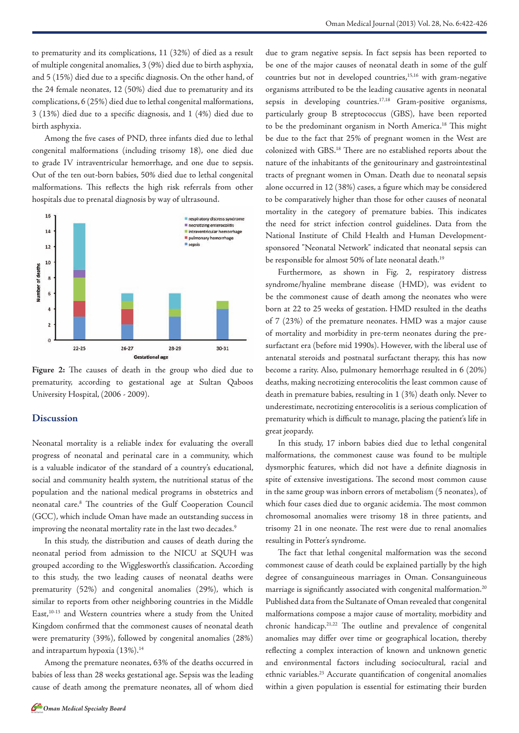to prematurity and its complications, 11 (32%) of died as a result of multiple congenital anomalies, 3 (9%) died due to birth asphyxia, and 5 (15%) died due to a specific diagnosis. On the other hand, of the 24 female neonates, 12 (50%) died due to prematurity and its complications, 6 (25%) died due to lethal congenital malformations, 3 (13%) died due to a specific diagnosis, and 1 (4%) died due to birth asphyxia.

Among the five cases of PND, three infants died due to lethal congenital malformations (including trisomy 18), one died due to grade IV intraventricular hemorrhage, and one due to sepsis. Out of the ten out-born babies, 50% died due to lethal congenital malformations. This reflects the high risk referrals from other hospitals due to prenatal diagnosis by way of ultrasound.

**Figure 2:** The causes of death in the group who died due to prematurity, according to gestational age at Sultan Qaboos University Hospital, (2006 - 2009).

## Discussion

Neonatal mortality is a reliable index for evaluating the overall progress of neonatal and perinatal care in a community, which is a valuable indicator of the standard of a country's educational, social and community health system, the nutritional status of the population and the national medical programs in obstetrics and neonatal care.[8] The countries of the Gulf Cooperation Council (GCC), which include Oman have made an outstanding success in improving the neonatal mortality rate in the last two decades.[9]

In this study, the distribution and causes of death during the neonatal period from admission to the NICU at SQUH was grouped according to the Wigglesworth's classification. According to this study, the two leading causes of neonatal deaths were prematurity (52%) and congenital anomalies (29%), which is similar to reports from other neighboring countries in the Middle East,[10-13] and Western countries where a study from the United Kingdom confirmed that the commonest causes of neonatal death were prematurity (39%), followed by congenital anomalies (28%) and intrapartum hypoxia (13%).[14]

Among the premature neonates, 63% of the deaths occurred in babies of less than 28 weeks gestational age. Sepsis was the leading cause of death among the premature neonates, all of whom died due to gram negative sepsis. In fact sepsis has been reported to be one of the major causes of neonatal death in some of the gulf countries but not in developed countries,[15,16] with gram-negative organisms attributed to be the leading causative agents in neonatal sepsis in developing countries.[17,18] Gram-positive organisms, particularly group B streptococcus (GBS), have been reported to be the predominant organism in North America.[18] This might be due to the fact that 25% of pregnant women in the West are colonized with GBS.[18] There are no established reports about the nature of the inhabitants of the genitourinary and gastrointestinal tracts of pregnant women in Oman. Death due to neonatal sepsis alone occurred in 12 (38%) cases, a figure which may be considered to be comparatively higher than those for other causes of neonatal mortality in the category of premature babies. This indicates the need for strict infection control guidelines. Data from the National Institute of Child Health and Human Development-sponsored "Neonatal Network" indicated that neonatal sepsis can be responsible for almost 50% of late neonatal death.[19]

Furthermore, as shown in Fig. 2, respiratory distress syndrome/hyaline membrane disease (HMD), was evident to be the commonest cause of death among the neonates who were born at 22 to 25 weeks of gestation. HMD resulted in the deaths of 7 (23%) of the premature neonates. HMD was a major cause of mortality and morbidity in pre-term neonates during the pre-surfactant era (before mid 1990s). However, with the liberal use of antenatal steroids and postnatal surfactant therapy, this has now become a rarity. Also, pulmonary hemorrhage resulted in 6 (20%) deaths, making necrotizing enterocolitis the least common cause of death in premature babies, resulting in 1 (3%) death only. Never to underestimate, necrotizing enterocolitis is a serious complication of prematurity which is difficult to manage, placing the patient's life in great jeopardy.

In this study, 17 inborn babies died due to lethal congenital malformations, the commonest cause was found to be multiple dysmorphic features, which did not have a definite diagnosis in spite of extensive investigations. The second most common cause in the same group was inborn errors of metabolism (5 neonates), of which four cases died due to organic acidemia. The most common chromosomal anomalies were trisomy 18 in three patients, and trisomy 21 in one neonate. The rest were due to renal anomalies resulting in Potter's syndrome.

The fact that lethal congenital malformation was the second commonest cause of death could be explained partially by the high degree of consanguineous marriages in Oman. Consanguineous marriage is significantly associated with congenital malformation.[20] Published data from the Sultanate of Oman revealed that congenital malformations compose a major cause of mortality, morbidity and chronic handicap.[21,22] The outline and prevalence of congenital anomalies may differ over time or geographical location, thereby reflecting a complex interaction of known and unknown genetic and environmental factors including sociocultural, racial and ethnic variables.[23] Accurate quantification of congenital anomalies within a given population is essential for estimating their burden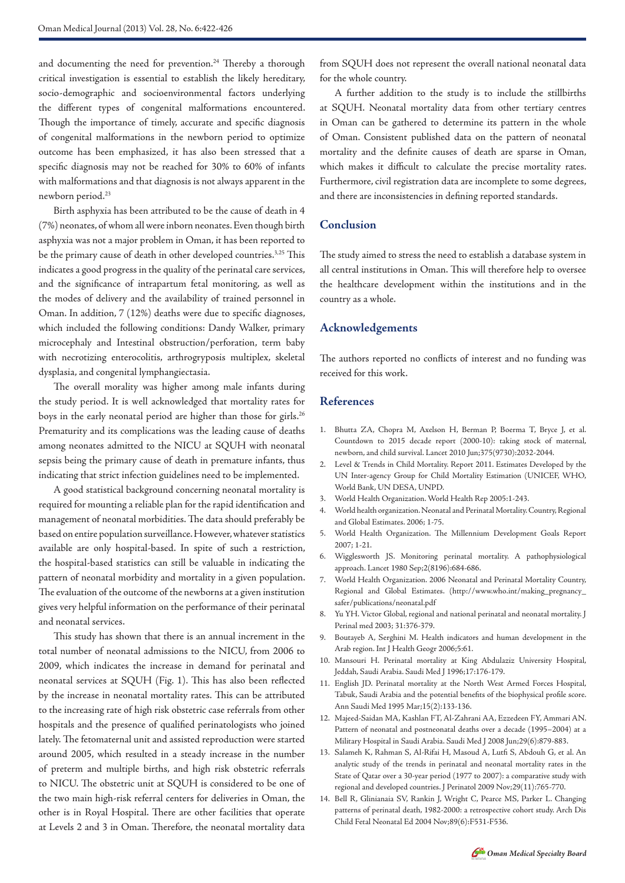and documenting the need for prevention.[24] Thereby a thorough critical investigation is essential to establish the likely hereditary, socio-demographic and socioenvironmental factors underlying the different types of congenital malformations encountered. Though the importance of timely, accurate and specific diagnosis of congenital malformations in the newborn period to optimize outcome has been emphasized, it has also been stressed that a specific diagnosis may not be reached for 30% to 60% of infants with malformations and that diagnosis is not always apparent in the newborn period.[23]

Birth asphyxia has been attributed to be the cause of death in 4 (7%) neonates, of whom all were inborn neonates. Even though birth asphyxia was not a major problem in Oman, it has been reported to be the primary cause of death in other developed countries.[3,25] This indicates a good progress in the quality of the perinatal care services, and the significance of intrapartum fetal monitoring, as well as the modes of delivery and the availability of trained personnel in Oman. In addition, 7 (12%) deaths were due to specific diagnoses, which included the following conditions: Dandy Walker, primary microcephaly and Intestinal obstruction/perforation, term baby with necrotizing enterocolitis, arthrogryposis multiplex, skeletal dysplasia, and congenital lymphangiectasia.

The overall morality was higher among male infants during the study period. It is well acknowledged that mortality rates for boys in the early neonatal period are higher than those for girls.[26] Prematurity and its complications was the leading cause of deaths among neonates admitted to the NICU at SQUH with neonatal sepsis being the primary cause of death in premature infants, thus indicating that strict infection guidelines need to be implemented.

A good statistical background concerning neonatal mortality is required for mounting a reliable plan for the rapid identification and management of neonatal morbidities. The data should preferably be based on entire population surveillance. However, whatever statistics available are only hospital-based. In spite of such a restriction, the hospital-based statistics can still be valuable in indicating the pattern of neonatal morbidity and mortality in a given population. The evaluation of the outcome of the newborns at a given institution gives very helpful information on the performance of their perinatal and neonatal services.

This study has shown that there is an annual increment in the total number of neonatal admissions to the NICU, from 2006 to 2009, which indicates the increase in demand for perinatal and neonatal services at SQUH (Fig. 1). This has also been reflected by the increase in neonatal mortality rates. This can be attributed to the increasing rate of high risk obstetric case referrals from other hospitals and the presence of qualified perinatologists who joined lately. The fetomaternal unit and assisted reproduction were started around 2005, which resulted in a steady increase in the number of preterm and multiple births, and high risk obstetric referrals to NICU. The obstetric unit at SQUH is considered to be one of the two main high-risk referral centers for deliveries in Oman, the other is in Royal Hospital. There are other facilities that operate at Levels 2 and 3 in Oman. Therefore, the neonatal mortality data from SQUH does not represent the overall national neonatal data for the whole country.

A further addition to the study is to include the stillbirths at SQUH. Neonatal mortality data from other tertiary centres in Oman can be gathered to determine its pattern in the whole of Oman. Consistent published data on the pattern of neonatal mortality and the definite causes of death are sparse in Oman, which makes it difficult to calculate the precise mortality rates. Furthermore, civil registration data are incomplete to some degrees, and there are inconsistencies in defining reported standards.

## Conclusion

The study aimed to stress the need to establish a database system in all central institutions in Oman. This will therefore help to oversee the healthcare development within the institutions and in the country as a whole.

## Acknowledgements

The authors reported no conflicts of interest and no funding was received for this work.

## References

1. Bhutta ZA, Chopra M, Axelson H, Berman P, Boerma T, Bryce J, et al. Countdown to 2015 decade report (2000-10): taking stock of maternal, newborn, and child survival. Lancet 2010 Jun;375(9730):2032-2044.
2. Level & Trends in Child Mortality. Report 2011. Estimates Developed by the UN Inter-agency Group for Child Mortality Estimation (UNICEF, WHO, World Bank, UN DESA, UNPD.
3. World Health Organization. World Health Rep 2005:1-243.
4. World health organization. Neonatal and Perinatal Mortality. Country, Regional and Global Estimates. 2006; 1-75.
5. World Health Organization. The Millennium Development Goals Report 2007; 1-21.
6. Wigglesworth JS. Monitoring perinatal mortality. A pathophysiological approach. Lancet 1980 Sep;2(8196):684-686.
7. World Health Organization. 2006 Neonatal and Perinatal Mortality Country, Regional and Global Estimates. (http://www.who.int/making_pregnancy_safer/publications/neonatal.pdf
8. Yu YH. Victor Global, regional and national perinatal and neonatal mortality. J Perinal med 2003; 31:376-379.
9. Boutayeb A, Serghini M. Health indicators and human development in the Arab region. Int J Health Geogr 2006;5:61.
10. Mansouri H. Perinatal mortality at King Abdulaziz University Hospital, Jeddah, Saudi Arabia. Saudi Med J 1996;17:176-179.
11. English JD. Perinatal mortality at the North West Armed Forces Hospital, Tabuk, Saudi Arabia and the potential benefits of the biophysical profile score. Ann Saudi Med 1995 Mar;15(2):133-136.
12. Majeed-Saidan MA, Kashlan FT, Al-Zahrani AA, Ezzedeen FY, Ammari AN. Pattern of neonatal and postneonatal deaths over a decade (1995–2004) at a Military Hospital in Saudi Arabia. Saudi Med J 2008 Jun;29(6):879-883.
13. Salameh K, Rahman S, Al-Rifai H, Masoud A, Lutfi S, Abdouh G, et al. An analytic study of the trends in perinatal and neonatal mortality rates in the State of Qatar over a 30-year period (1977 to 2007): a comparative study with regional and developed countries. J Perinatol 2009 Nov;29(11):765-770.
14. Bell R, Glinianaia SV, Rankin J, Wright C, Pearce MS, Parker L. Changing patterns of perinatal death, 1982-2000: a retrospective cohort study. Arch Dis Child Fetal Neonatal Ed 2004 Nov;89(6):F531-F536.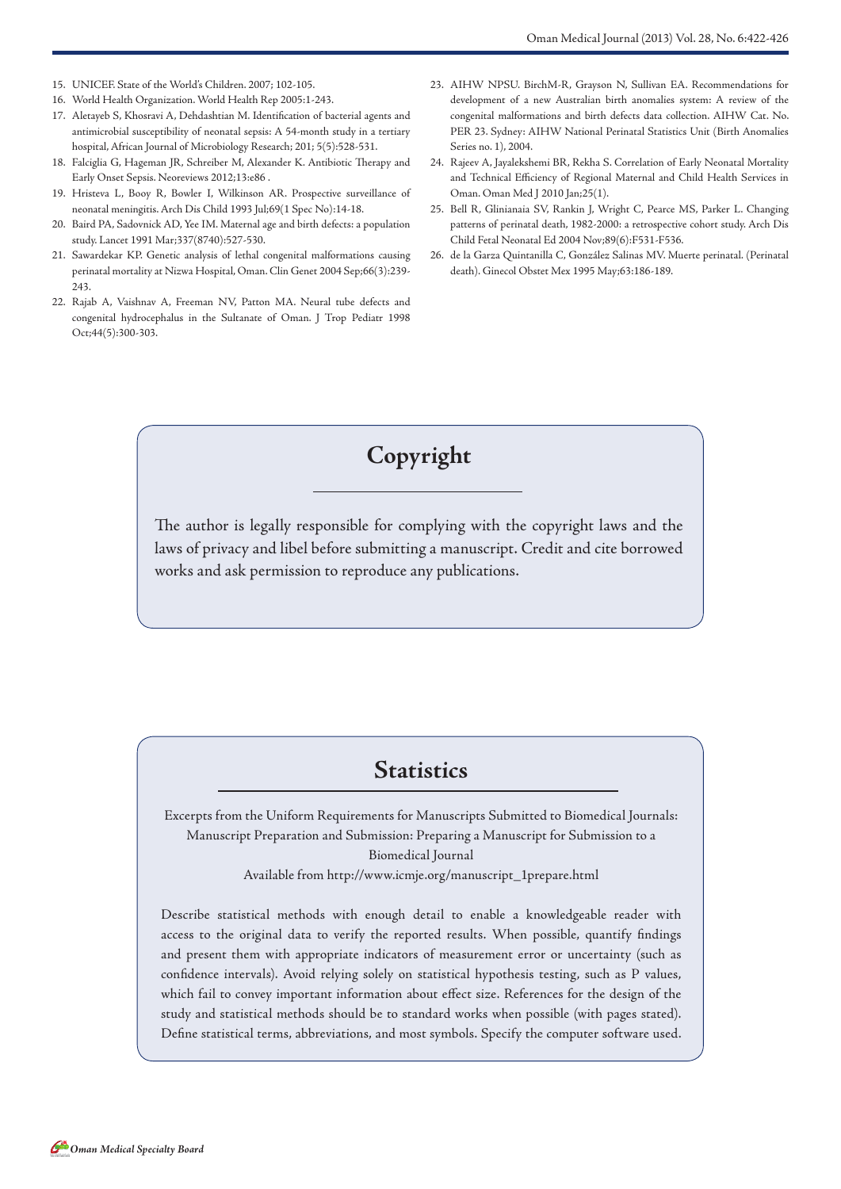15. UNICEF. State of the World's Children. 2007; 102-105.
16. World Health Organization. World Health Rep 2005:1-243.
17. Aletayeb S, Khosravi A, Dehdashtian M. Identification of bacterial agents and antimicrobial susceptibility of neonatal sepsis: A 54-month study in a tertiary hospital, African Journal of Microbiology Research; 201; 5(5):528-531.
18. Falciglia G, Hageman JR, Schreiber M, Alexander K. Antibiotic Therapy and Early Onset Sepsis. Neoreviews 2012;13:e86 .
19. Hristeva L, Booy R, Bowler I, Wilkinson AR. Prospective surveillance of neonatal meningitis. Arch Dis Child 1993 Jul;69(1 Spec No):14-18.
20. Baird PA, Sadovnick AD, Yee IM. Maternal age and birth defects: a population study. Lancet 1991 Mar;337(8740):527-530.
21. Sawardekar KP. Genetic analysis of lethal congenital malformations causing perinatal mortality at Nizwa Hospital, Oman. Clin Genet 2004 Sep;66(3):239-243.
22. Rajab A, Vaishnav A, Freeman NV, Patton MA. Neural tube defects and congenital hydrocephalus in the Sultanate of Oman. J Trop Pediatr 1998 Oct;44(5):300-303.
23. AIHW NPSU. BirchM-R, Grayson N, Sullivan EA. Recommendations for development of a new Australian birth anomalies system: A review of the congenital malformations and birth defects data collection. AIHW Cat. No. PER 23. Sydney: AIHW National Perinatal Statistics Unit (Birth Anomalies Series no. 1), 2004.
24. Rajeev A, Jayalekshemi BR, Rekha S. Correlation of Early Neonatal Mortality and Technical Efficiency of Regional Maternal and Child Health Services in Oman. Oman Med J 2010 Jan;25(1).
25. Bell R, Glinianaia SV, Rankin J, Wright C, Pearce MS, Parker L. Changing patterns of perinatal death, 1982-2000: a retrospective cohort study. Arch Dis Child Fetal Neonatal Ed 2004 Nov;89(6):F531-F536.
26. de la Garza Quintanilla C, González Salinas MV. Muerte perinatal. (Perinatal death). Ginecol Obstet Mex 1995 May;63:186-189.

## Copyright

The author is legally responsible for complying with the copyright laws and the laws of privacy and libel before submitting a manuscript. Credit and cite borrowed works and ask permission to reproduce any publications.

## Statistics

Excerpts from the Uniform Requirements for Manuscripts Submitted to Biomedical Journals: Manuscript Preparation and Submission: Preparing a Manuscript for Submission to a Biomedical Journal

Available from http://www.icmje.org/manuscript_1prepare.html

Describe statistical methods with enough detail to enable a knowledgeable reader with access to the original data to verify the reported results. When possible, quantify findings and present them with appropriate indicators of measurement error or uncertainty (such as confidence intervals). Avoid relying solely on statistical hypothesis testing, such as P values, which fail to convey important information about effect size. References for the design of the study and statistical methods should be to standard works when possible (with pages stated). Define statistical terms, abbreviations, and most symbols. Specify the computer software used.